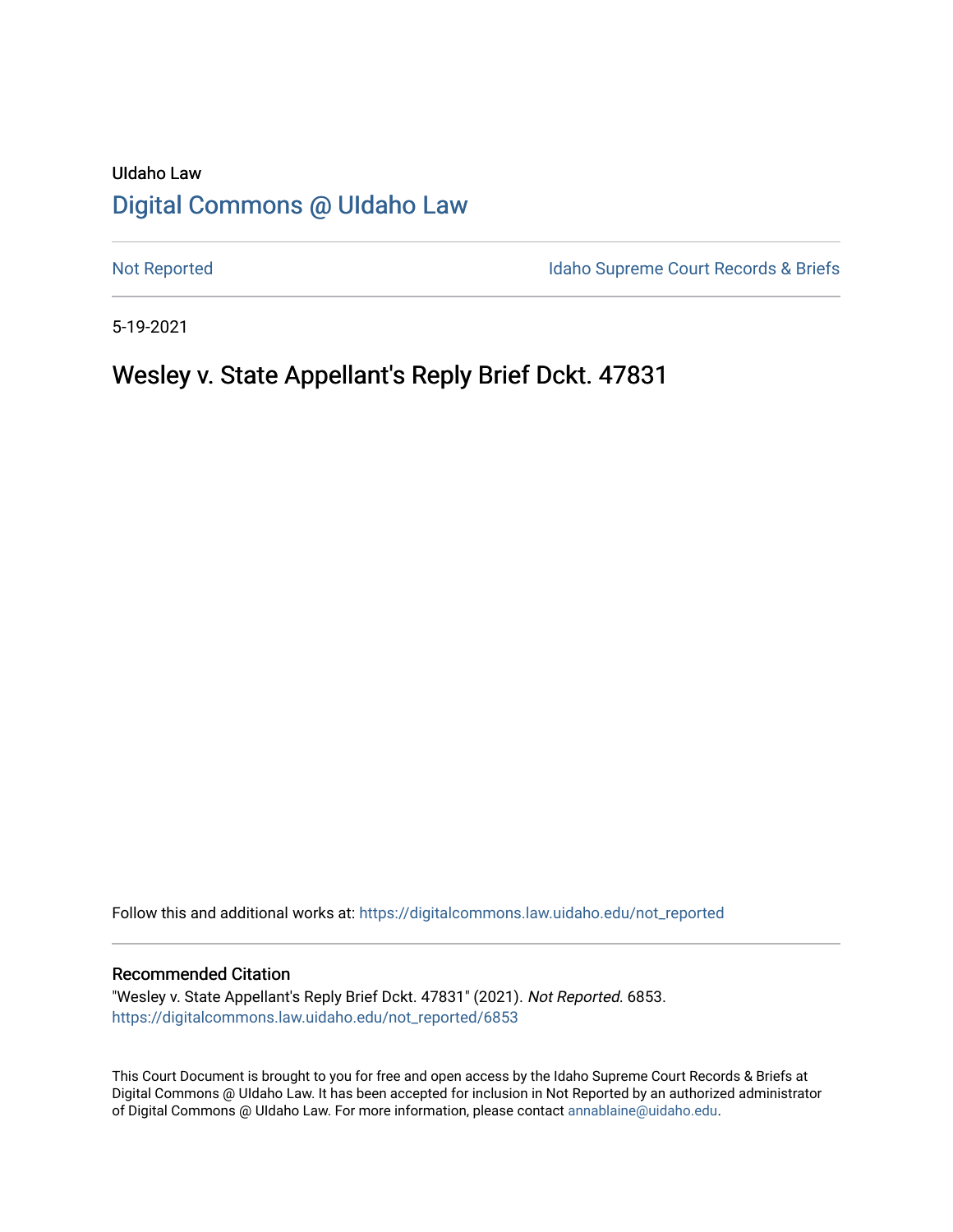UIdaho Law

# Digital Commons @ UIdaho Law

Not Reported | Idaho Supreme Court Records & Briefs

5-19-2021

## Wesley v. State Appellant's Reply Brief Dckt. 47831

Follow this and additional works at: https://digitalcommons.law.uidaho.edu/not_reported

### Recommended Citation

"Wesley v. State Appellant's Reply Brief Dckt. 47831" (2021). *Not Reported*. 6853.
https://digitalcommons.law.uidaho.edu/not_reported/6853

This Court Document is brought to you for free and open access by the Idaho Supreme Court Records & Briefs at Digital Commons @ UIdaho Law. It has been accepted for inclusion in Not Reported by an authorized administrator of Digital Commons @ UIdaho Law. For more information, please contact annablaine@uidaho.edu.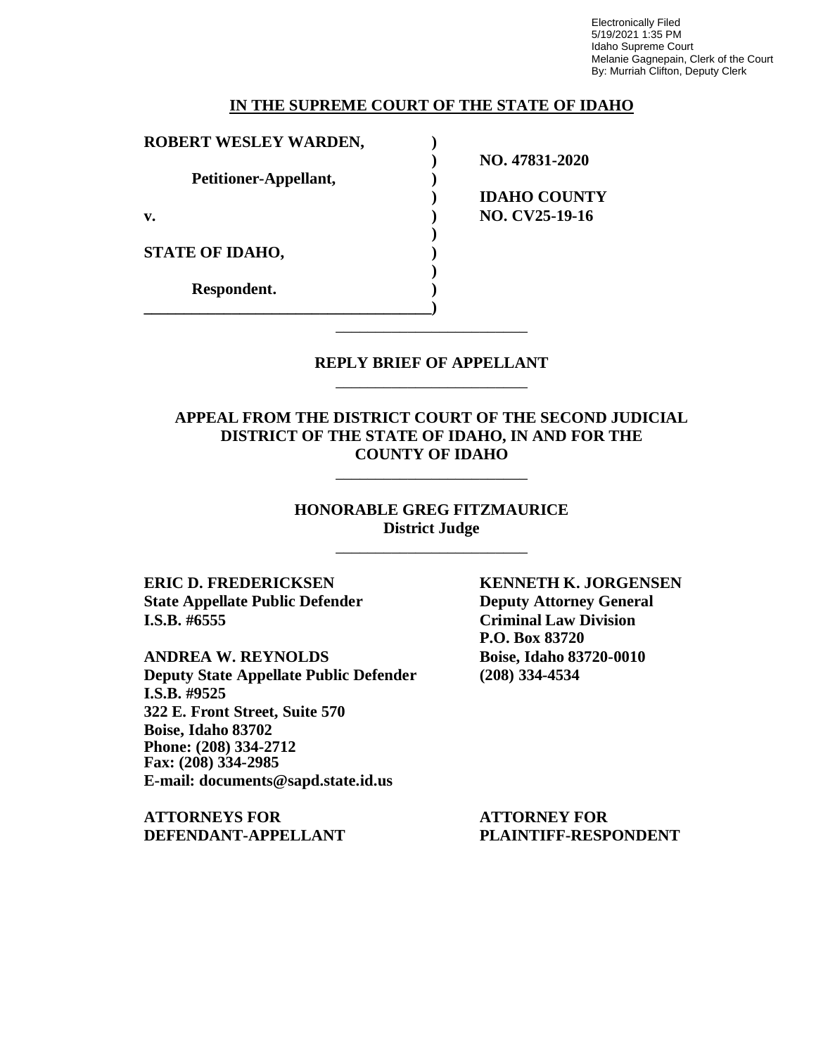Electronically Filed
5/19/2021 1:35 PM
Idaho Supreme Court
Melanie Gagnepain, Clerk of the Court
By: Murriah Clifton, Deputy Clerk

**IN THE SUPREME COURT OF THE STATE OF IDAHO**

| | | |
|---|---|---|
| **ROBERT WESLEY WARDEN,** | **)** | |
| | **)** | **NO. 47831-2020** |
| **Petitioner-Appellant,** | **)** | |
| | **)** | **IDAHO COUNTY** |
| **v.** | **)** | **NO. CV25-19-16** |
| | **)** | |
| **STATE OF IDAHO,** | **)** | |
| | **)** | |
| **Respondent.** | **)** | |
| | **)** | |

---

**REPLY BRIEF OF APPELLANT**

---

**APPEAL FROM THE DISTRICT COURT OF THE SECOND JUDICIAL DISTRICT OF THE STATE OF IDAHO, IN AND FOR THE COUNTY OF IDAHO**

---

**HONORABLE GREG FITZMAURICE**
**District Judge**

---

**ERIC D. FREDERICKSEN**
**State Appellate Public Defender**
**I.S.B. #6555**

**ANDREA W. REYNOLDS**
**Deputy State Appellate Public Defender**
**I.S.B. #9525**
**322 E. Front Street, Suite 570**
**Boise, Idaho 83702**
**Phone: (208) 334-2712**
**Fax: (208) 334-2985**
**E-mail: documents@sapd.state.id.us**

**ATTORNEYS FOR DEFENDANT-APPELLANT**

**KENNETH K. JORGENSEN**
**Deputy Attorney General**
**Criminal Law Division**
**P.O. Box 83720**
**Boise, Idaho 83720-0010**
**(208) 334-4534**

**ATTORNEY FOR PLAINTIFF-RESPONDENT**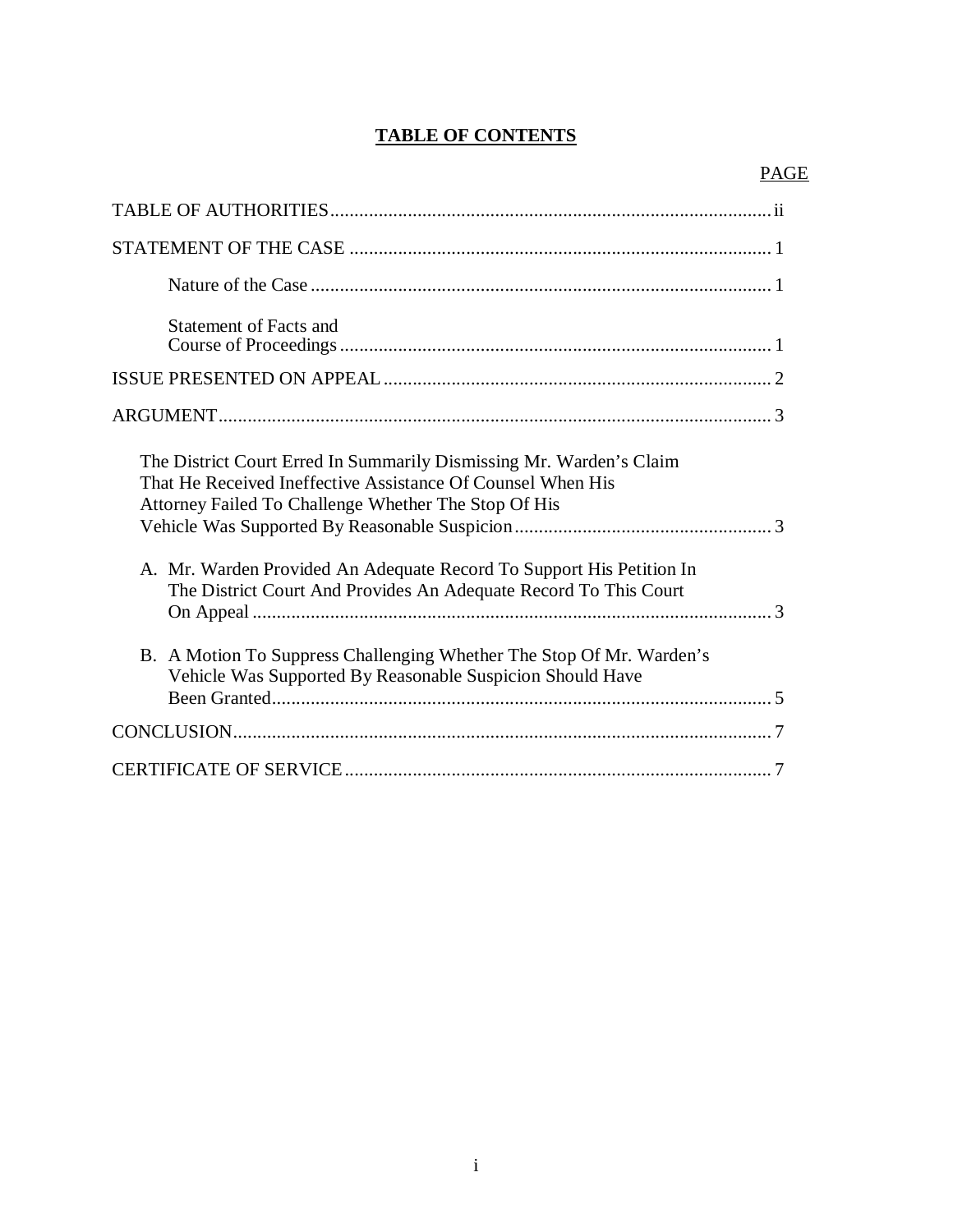**TABLE OF CONTENTS**

| | PAGE |
|---|---|
| TABLE OF AUTHORITIES | ii |
| STATEMENT OF THE CASE | 1 |
| Nature of the Case | 1 |
| Statement of Facts and Course of Proceedings | 1 |
| ISSUE PRESENTED ON APPEAL | 2 |
| ARGUMENT | 3 |
| The District Court Erred In Summarily Dismissing Mr. Warden's Claim That He Received Ineffective Assistance Of Counsel When His Attorney Failed To Challenge Whether The Stop Of His Vehicle Was Supported By Reasonable Suspicion | 3 |
| A. Mr. Warden Provided An Adequate Record To Support His Petition In The District Court And Provides An Adequate Record To This Court On Appeal | 3 |
| B. A Motion To Suppress Challenging Whether The Stop Of Mr. Warden's Vehicle Was Supported By Reasonable Suspicion Should Have Been Granted | 5 |
| CONCLUSION | 7 |
| CERTIFICATE OF SERVICE | 7 |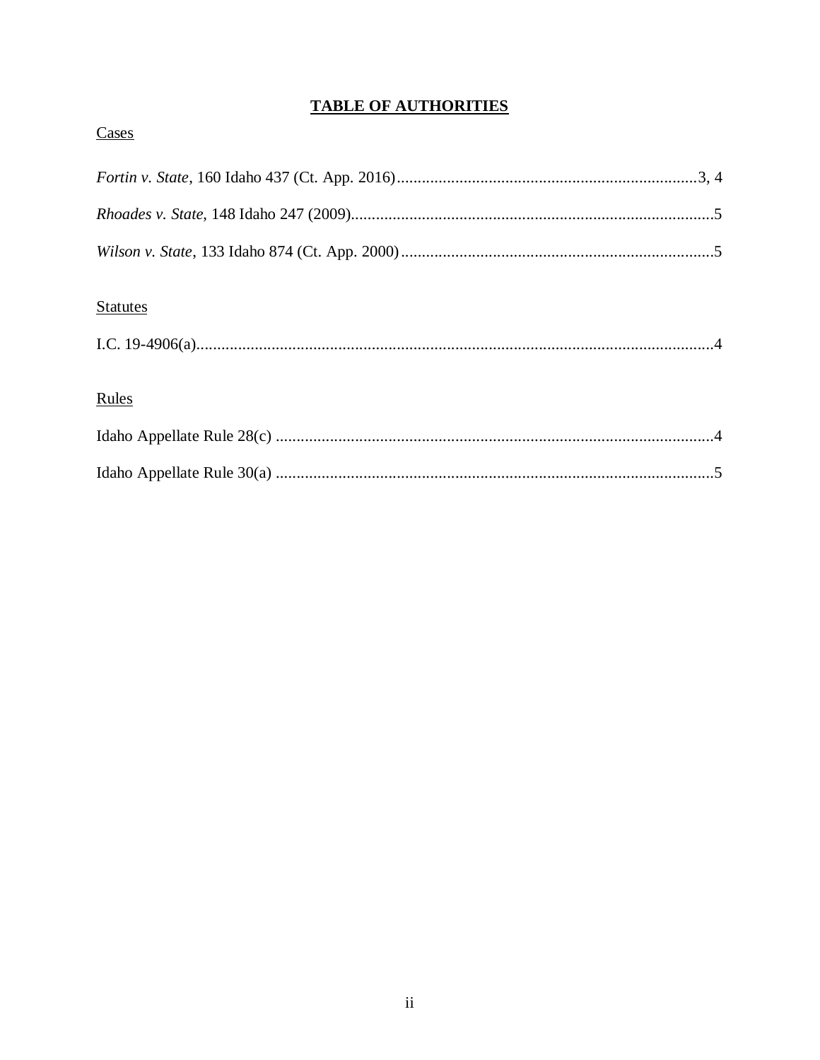# TABLE OF AUTHORITIES

## Cases

*Fortin v. State*, 160 Idaho 437 (Ct. App. 2016) ........................................................................ 3, 4

*Rhoades v. State*, 148 Idaho 247 (2009) ........................................................................................ 5

*Wilson v. State*, 133 Idaho 874 (Ct. App. 2000) ............................................................................ 5

## Statutes

I.C. 19-4906(a) .............................................................................................................................. 4

## Rules

Idaho Appellate Rule 28(c) ........................................................................................................... 4

Idaho Appellate Rule 30(a) ........................................................................................................... 5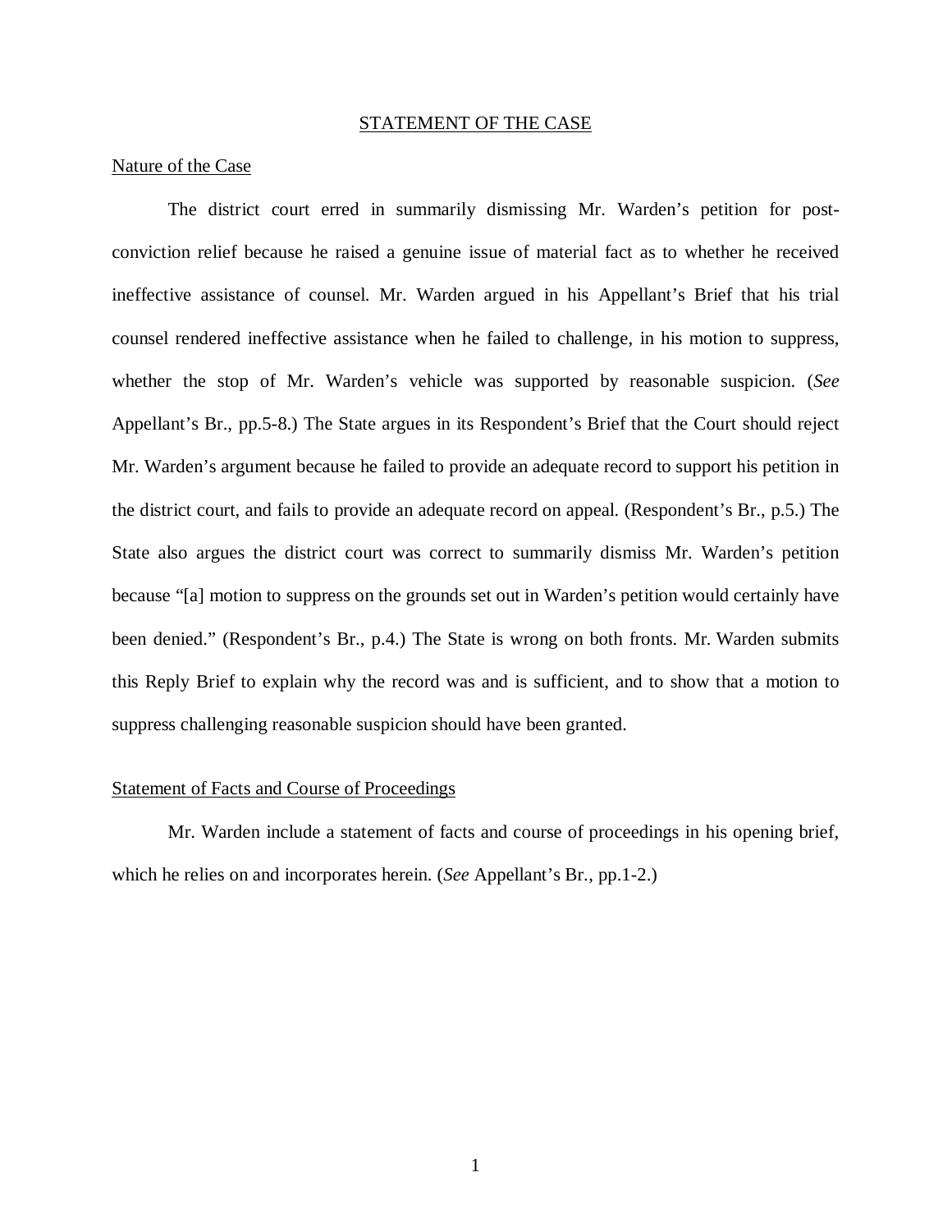## STATEMENT OF THE CASE

### Nature of the Case

The district court erred in summarily dismissing Mr. Warden's petition for post-conviction relief because he raised a genuine issue of material fact as to whether he received ineffective assistance of counsel. Mr. Warden argued in his Appellant's Brief that his trial counsel rendered ineffective assistance when he failed to challenge, in his motion to suppress, whether the stop of Mr. Warden's vehicle was supported by reasonable suspicion. (*See* Appellant's Br., pp.5-8.) The State argues in its Respondent's Brief that the Court should reject Mr. Warden's argument because he failed to provide an adequate record to support his petition in the district court, and fails to provide an adequate record on appeal. (Respondent's Br., p.5.) The State also argues the district court was correct to summarily dismiss Mr. Warden's petition because "[a] motion to suppress on the grounds set out in Warden's petition would certainly have been denied." (Respondent's Br., p.4.) The State is wrong on both fronts. Mr. Warden submits this Reply Brief to explain why the record was and is sufficient, and to show that a motion to suppress challenging reasonable suspicion should have been granted.

### Statement of Facts and Course of Proceedings

Mr. Warden include a statement of facts and course of proceedings in his opening brief, which he relies on and incorporates herein. (*See* Appellant's Br., pp.1-2.)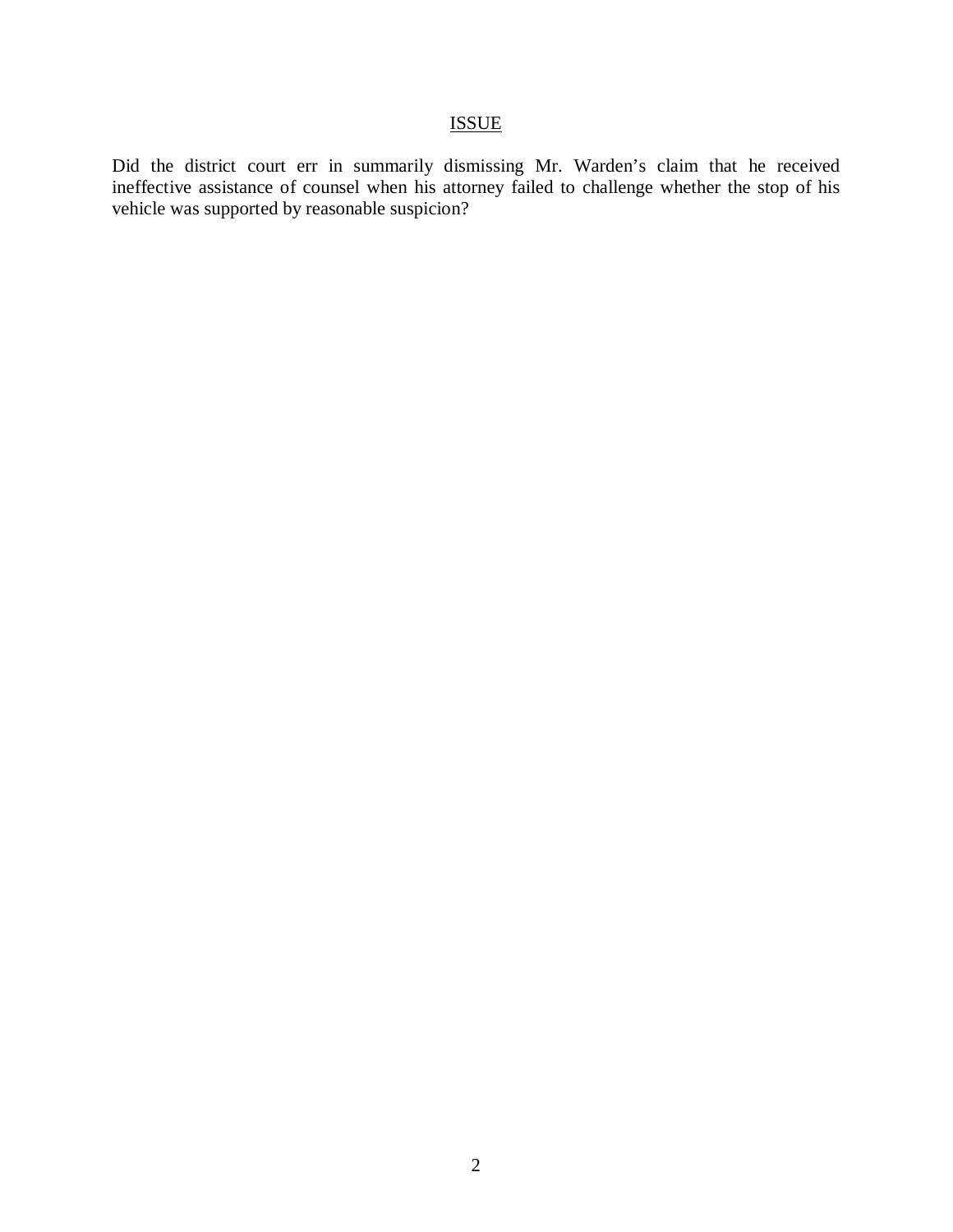## ISSUE

Did the district court err in summarily dismissing Mr. Warden's claim that he received ineffective assistance of counsel when his attorney failed to challenge whether the stop of his vehicle was supported by reasonable suspicion?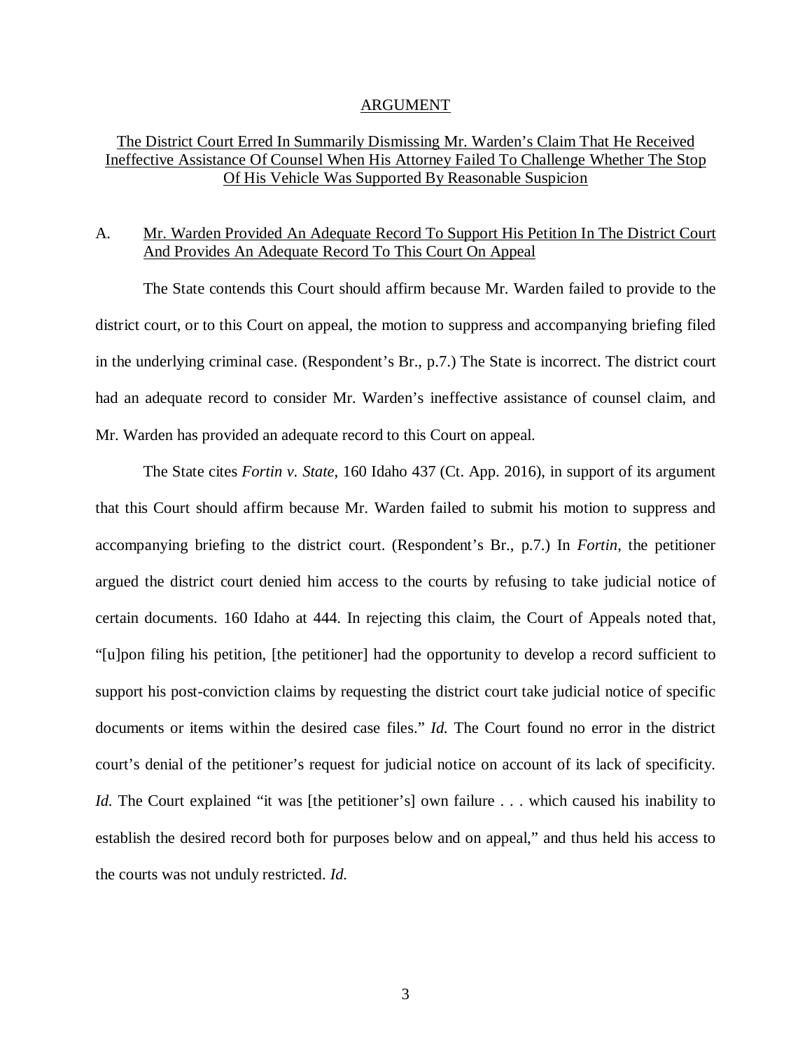## ARGUMENT

### The District Court Erred In Summarily Dismissing Mr. Warden's Claim That He Received Ineffective Assistance Of Counsel When His Attorney Failed To Challenge Whether The Stop Of His Vehicle Was Supported By Reasonable Suspicion

#### A. Mr. Warden Provided An Adequate Record To Support His Petition In The District Court And Provides An Adequate Record To This Court On Appeal

The State contends this Court should affirm because Mr. Warden failed to provide to the district court, or to this Court on appeal, the motion to suppress and accompanying briefing filed in the underlying criminal case. (Respondent's Br., p.7.) The State is incorrect. The district court had an adequate record to consider Mr. Warden's ineffective assistance of counsel claim, and Mr. Warden has provided an adequate record to this Court on appeal.

The State cites *Fortin v. State*, 160 Idaho 437 (Ct. App. 2016), in support of its argument that this Court should affirm because Mr. Warden failed to submit his motion to suppress and accompanying briefing to the district court. (Respondent's Br., p.7.) In *Fortin*, the petitioner argued the district court denied him access to the courts by refusing to take judicial notice of certain documents. 160 Idaho at 444. In rejecting this claim, the Court of Appeals noted that, "[u]pon filing his petition, [the petitioner] had the opportunity to develop a record sufficient to support his post-conviction claims by requesting the district court take judicial notice of specific documents or items within the desired case files." *Id.* The Court found no error in the district court's denial of the petitioner's request for judicial notice on account of its lack of specificity. *Id.* The Court explained "it was [the petitioner's] own failure . . . which caused his inability to establish the desired record both for purposes below and on appeal," and thus held his access to the courts was not unduly restricted. *Id.*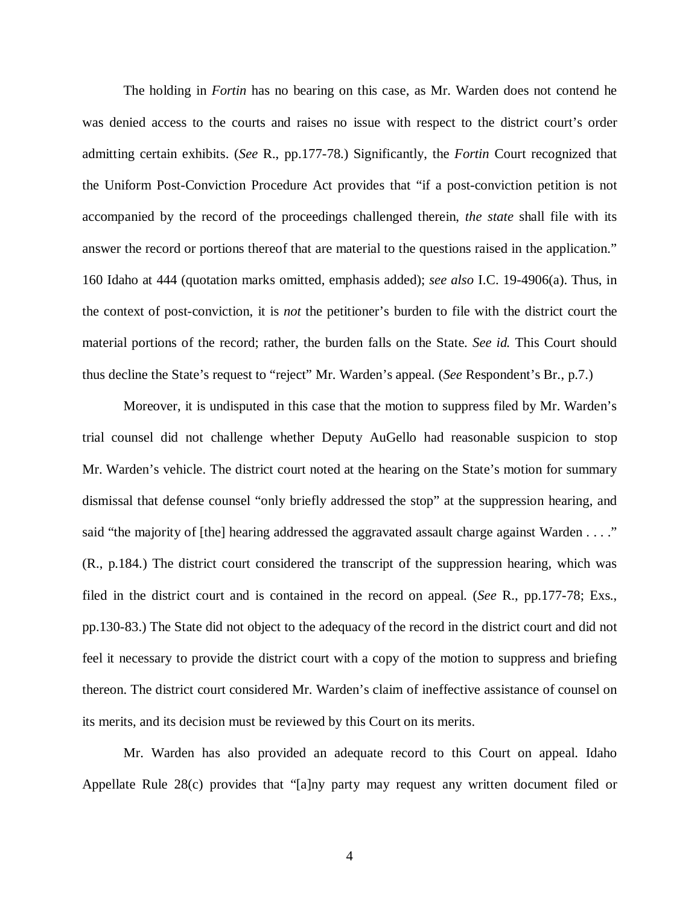The holding in *Fortin* has no bearing on this case, as Mr. Warden does not contend he was denied access to the courts and raises no issue with respect to the district court's order admitting certain exhibits. (*See* R., pp.177-78.) Significantly, the *Fortin* Court recognized that the Uniform Post-Conviction Procedure Act provides that "if a post-conviction petition is not accompanied by the record of the proceedings challenged therein, *the state* shall file with its answer the record or portions thereof that are material to the questions raised in the application." 160 Idaho at 444 (quotation marks omitted, emphasis added); *see also* I.C. 19-4906(a). Thus, in the context of post-conviction, it is *not* the petitioner's burden to file with the district court the material portions of the record; rather, the burden falls on the State. *See id.* This Court should thus decline the State's request to "reject" Mr. Warden's appeal. (*See* Respondent's Br., p.7.)

Moreover, it is undisputed in this case that the motion to suppress filed by Mr. Warden's trial counsel did not challenge whether Deputy AuGello had reasonable suspicion to stop Mr. Warden's vehicle. The district court noted at the hearing on the State's motion for summary dismissal that defense counsel "only briefly addressed the stop" at the suppression hearing, and said "the majority of [the] hearing addressed the aggravated assault charge against Warden . . . ." (R., p.184.) The district court considered the transcript of the suppression hearing, which was filed in the district court and is contained in the record on appeal. (*See* R., pp.177-78; Exs., pp.130-83.) The State did not object to the adequacy of the record in the district court and did not feel it necessary to provide the district court with a copy of the motion to suppress and briefing thereon. The district court considered Mr. Warden's claim of ineffective assistance of counsel on its merits, and its decision must be reviewed by this Court on its merits.

Mr. Warden has also provided an adequate record to this Court on appeal. Idaho Appellate Rule 28(c) provides that "[a]ny party may request any written document filed or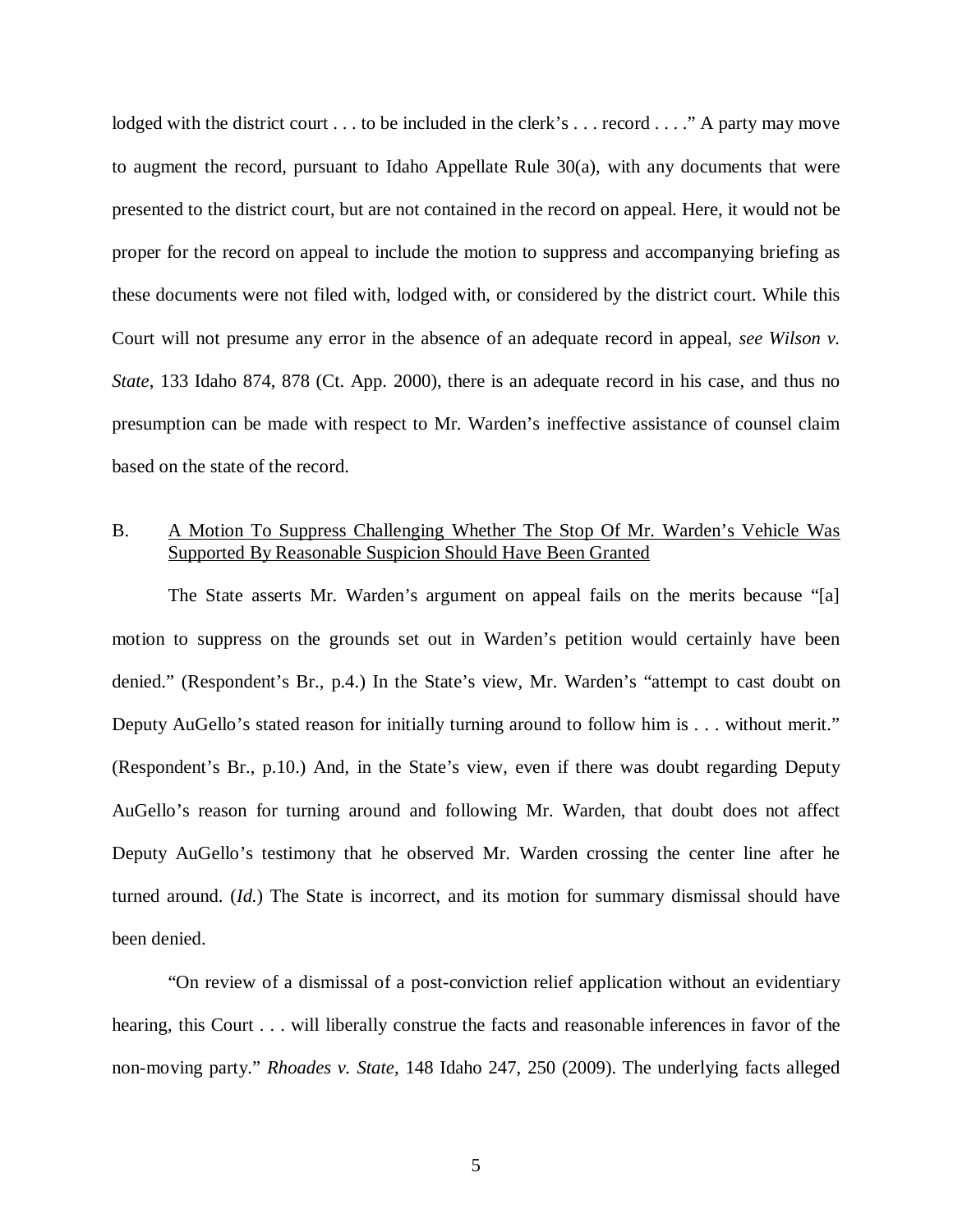lodged with the district court . . . to be included in the clerk's . . . record . . . ." A party may move to augment the record, pursuant to Idaho Appellate Rule 30(a), with any documents that were presented to the district court, but are not contained in the record on appeal. Here, it would not be proper for the record on appeal to include the motion to suppress and accompanying briefing as these documents were not filed with, lodged with, or considered by the district court. While this Court will not presume any error in the absence of an adequate record in appeal, *see Wilson v. State*, 133 Idaho 874, 878 (Ct. App. 2000), there is an adequate record in his case, and thus no presumption can be made with respect to Mr. Warden's ineffective assistance of counsel claim based on the state of the record.

B. <u>A Motion To Suppress Challenging Whether The Stop Of Mr. Warden's Vehicle Was Supported By Reasonable Suspicion Should Have Been Granted</u>

The State asserts Mr. Warden's argument on appeal fails on the merits because "[a] motion to suppress on the grounds set out in Warden's petition would certainly have been denied." (Respondent's Br., p.4.) In the State's view, Mr. Warden's "attempt to cast doubt on Deputy AuGello's stated reason for initially turning around to follow him is . . . without merit." (Respondent's Br., p.10.) And, in the State's view, even if there was doubt regarding Deputy AuGello's reason for turning around and following Mr. Warden, that doubt does not affect Deputy AuGello's testimony that he observed Mr. Warden crossing the center line after he turned around. (*Id.*) The State is incorrect, and its motion for summary dismissal should have been denied.

"On review of a dismissal of a post-conviction relief application without an evidentiary hearing, this Court . . . will liberally construe the facts and reasonable inferences in favor of the non-moving party." *Rhoades v. State*, 148 Idaho 247, 250 (2009). The underlying facts alleged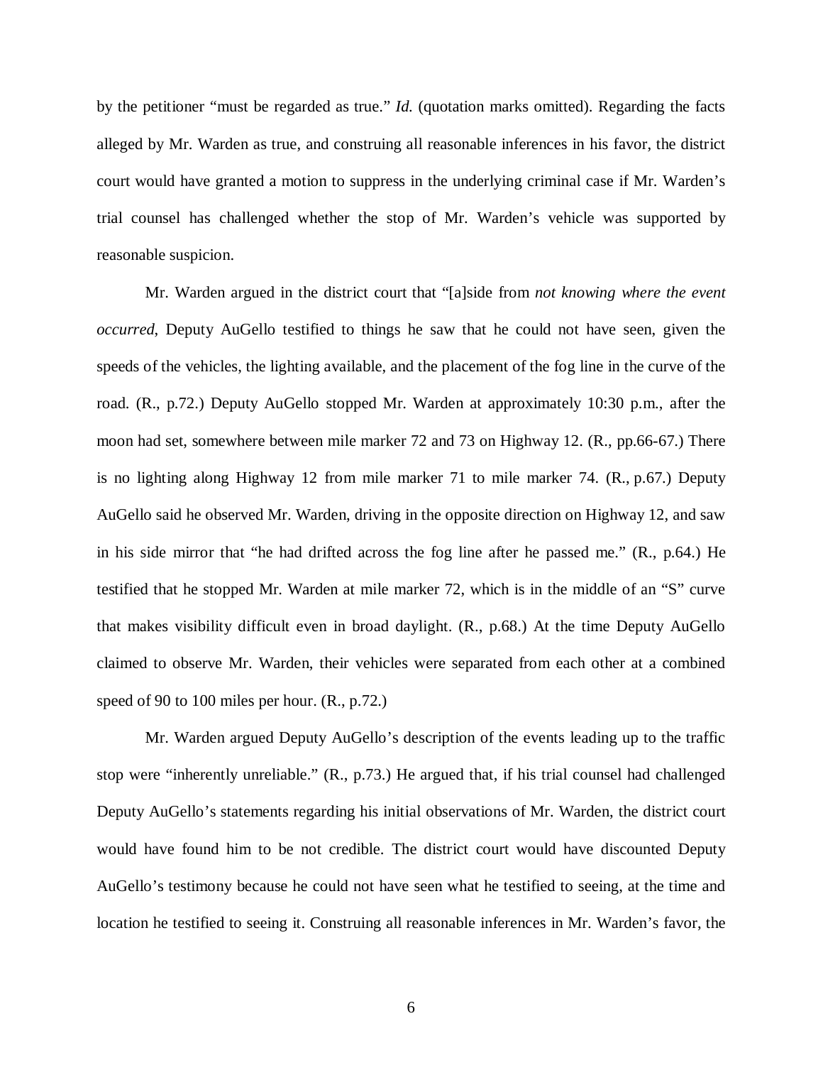by the petitioner "must be regarded as true." *Id.* (quotation marks omitted). Regarding the facts alleged by Mr. Warden as true, and construing all reasonable inferences in his favor, the district court would have granted a motion to suppress in the underlying criminal case if Mr. Warden's trial counsel has challenged whether the stop of Mr. Warden's vehicle was supported by reasonable suspicion.

Mr. Warden argued in the district court that "[a]side from *not knowing where the event occurred*, Deputy AuGello testified to things he saw that he could not have seen, given the speeds of the vehicles, the lighting available, and the placement of the fog line in the curve of the road. (R., p.72.) Deputy AuGello stopped Mr. Warden at approximately 10:30 p.m., after the moon had set, somewhere between mile marker 72 and 73 on Highway 12. (R., pp.66-67.) There is no lighting along Highway 12 from mile marker 71 to mile marker 74. (R., p.67.) Deputy AuGello said he observed Mr. Warden, driving in the opposite direction on Highway 12, and saw in his side mirror that "he had drifted across the fog line after he passed me." (R., p.64.) He testified that he stopped Mr. Warden at mile marker 72, which is in the middle of an "S" curve that makes visibility difficult even in broad daylight. (R., p.68.) At the time Deputy AuGello claimed to observe Mr. Warden, their vehicles were separated from each other at a combined speed of 90 to 100 miles per hour. (R., p.72.)

Mr. Warden argued Deputy AuGello's description of the events leading up to the traffic stop were "inherently unreliable." (R., p.73.) He argued that, if his trial counsel had challenged Deputy AuGello's statements regarding his initial observations of Mr. Warden, the district court would have found him to be not credible. The district court would have discounted Deputy AuGello's testimony because he could not have seen what he testified to seeing, at the time and location he testified to seeing it. Construing all reasonable inferences in Mr. Warden's favor, the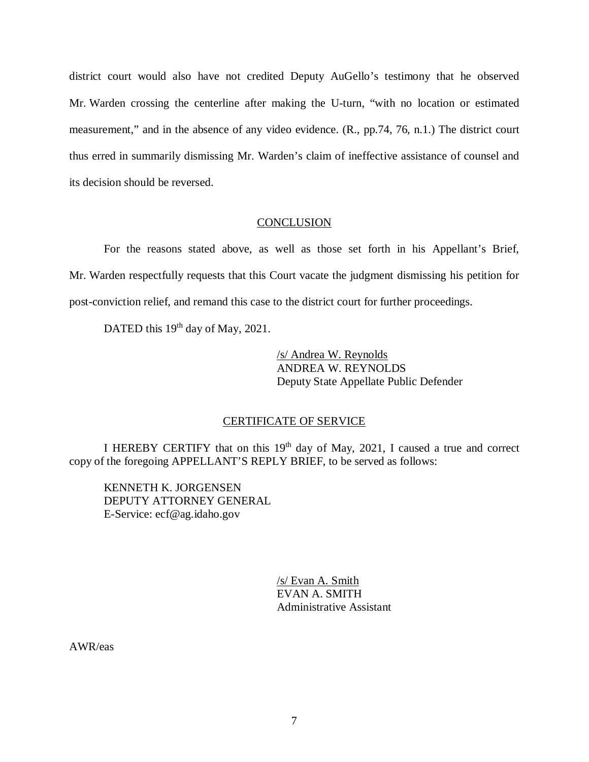district court would also have not credited Deputy AuGello's testimony that he observed Mr. Warden crossing the centerline after making the U-turn, "with no location or estimated measurement," and in the absence of any video evidence. (R., pp.74, 76, n.1.) The district court thus erred in summarily dismissing Mr. Warden's claim of ineffective assistance of counsel and its decision should be reversed.

## CONCLUSION

For the reasons stated above, as well as those set forth in his Appellant's Brief, Mr. Warden respectfully requests that this Court vacate the judgment dismissing his petition for post-conviction relief, and remand this case to the district court for further proceedings.

DATED this 19th day of May, 2021.

/s/ Andrea W. Reynolds
ANDREA W. REYNOLDS
Deputy State Appellate Public Defender

## CERTIFICATE OF SERVICE

I HEREBY CERTIFY that on this 19th day of May, 2021, I caused a true and correct copy of the foregoing APPELLANT'S REPLY BRIEF, to be served as follows:

KENNETH K. JORGENSEN
DEPUTY ATTORNEY GENERAL
E-Service: ecf@ag.idaho.gov

/s/ Evan A. Smith
EVAN A. SMITH
Administrative Assistant

AWR/eas